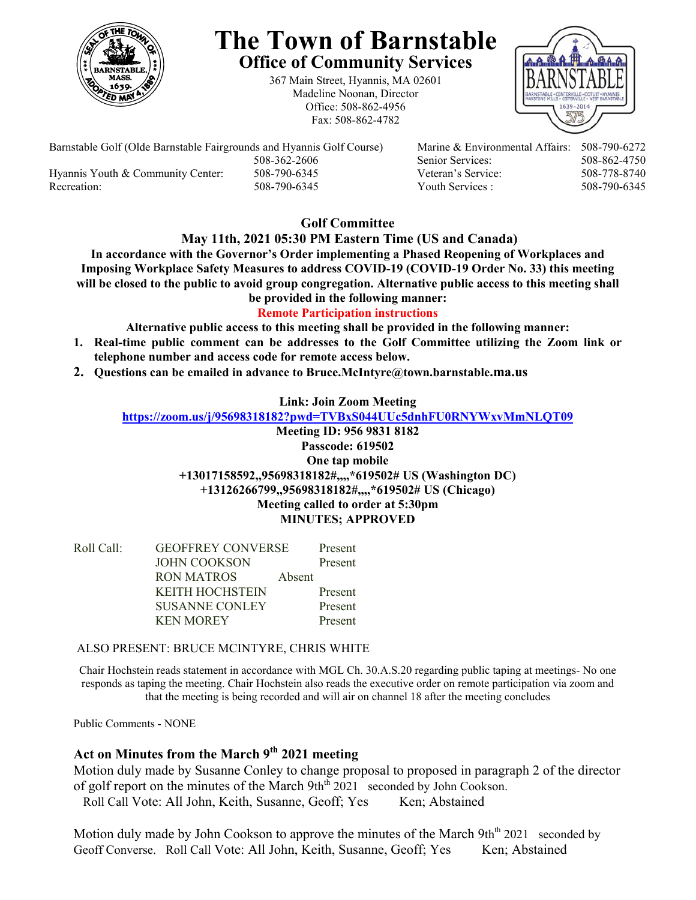# The Town of Barnstable

## Office of Community Services

367 Main Street, Hyannis, MA 02601
Madeline Noonan, Director
Office: 508-862-4956
Fax: 508-862-4782

| | | | |
|---|---|---|---|
| Barnstable Golf (Olde Barnstable Fairgrounds and Hyannis Golf Course) | 508-362-2606 | Marine & Environmental Affairs: | 508-790-6272 |
| | | Senior Services: | 508-862-4750 |
| Hyannis Youth & Community Center: | 508-790-6345 | Veteran's Service: | 508-778-8740 |
| Recreation: | 508-790-6345 | Youth Services : | 508-790-6345 |

**Golf Committee**

**May 11th, 2021 05:30 PM Eastern Time (US and Canada)**

**In accordance with the Governor's Order implementing a Phased Reopening of Workplaces and Imposing Workplace Safety Measures to address COVID-19 (COVID-19 Order No. 33) this meeting will be closed to the public to avoid group congregation. Alternative public access to this meeting shall be provided in the following manner:**

**Remote Participation instructions**

**Alternative public access to this meeting shall be provided in the following manner:**

1. **Real-time public comment can be addresses to the Golf Committee utilizing the Zoom link or telephone number and access code for remote access below.**
2. **Questions can be emailed in advance to Bruce.McIntyre@town.barnstable.ma.us**

**Link: Join Zoom Meeting**

**https://zoom.us/j/95698318182?pwd=TVBxS044UUc5dnhFU0RNYWxvMmNLQT09**

**Meeting ID: 956 9831 8182**

**Passcode: 619502**

**One tap mobile**

**+13017158592,,95698318182#,,,,*619502# US (Washington DC)**

**+13126266799,,95698318182#,,,,*619502# US (Chicago)**

**Meeting called to order at 5:30pm**

**MINUTES; APPROVED**

| Roll Call: | | |
|---|---|---|
| | GEOFFREY CONVERSE | Present |
| | JOHN COOKSON | Present |
| | RON MATROS | Absent |
| | KEITH HOCHSTEIN | Present |
| | SUSANNE CONLEY | Present |
| | KEN MOREY | Present |

ALSO PRESENT: BRUCE MCINTYRE, CHRIS WHITE

Chair Hochstein reads statement in accordance with MGL Ch. 30.A.S.20 regarding public taping at meetings- No one responds as taping the meeting. Chair Hochstein also reads the executive order on remote participation via zoom and that the meeting is being recorded and will air on channel 18 after the meeting concludes

Public Comments - NONE

### Act on Minutes from the March 9th 2021 meeting

Motion duly made by Susanne Conley to change proposal to proposed in paragraph 2 of the director of golf report on the minutes of the March 9th 2021 seconded by John Cookson.
Roll Call Vote: All John, Keith, Susanne, Geoff; Yes Ken; Abstained

Motion duly made by John Cookson to approve the minutes of the March 9th 2021 seconded by Geoff Converse. Roll Call Vote: All John, Keith, Susanne, Geoff; Yes Ken; Abstained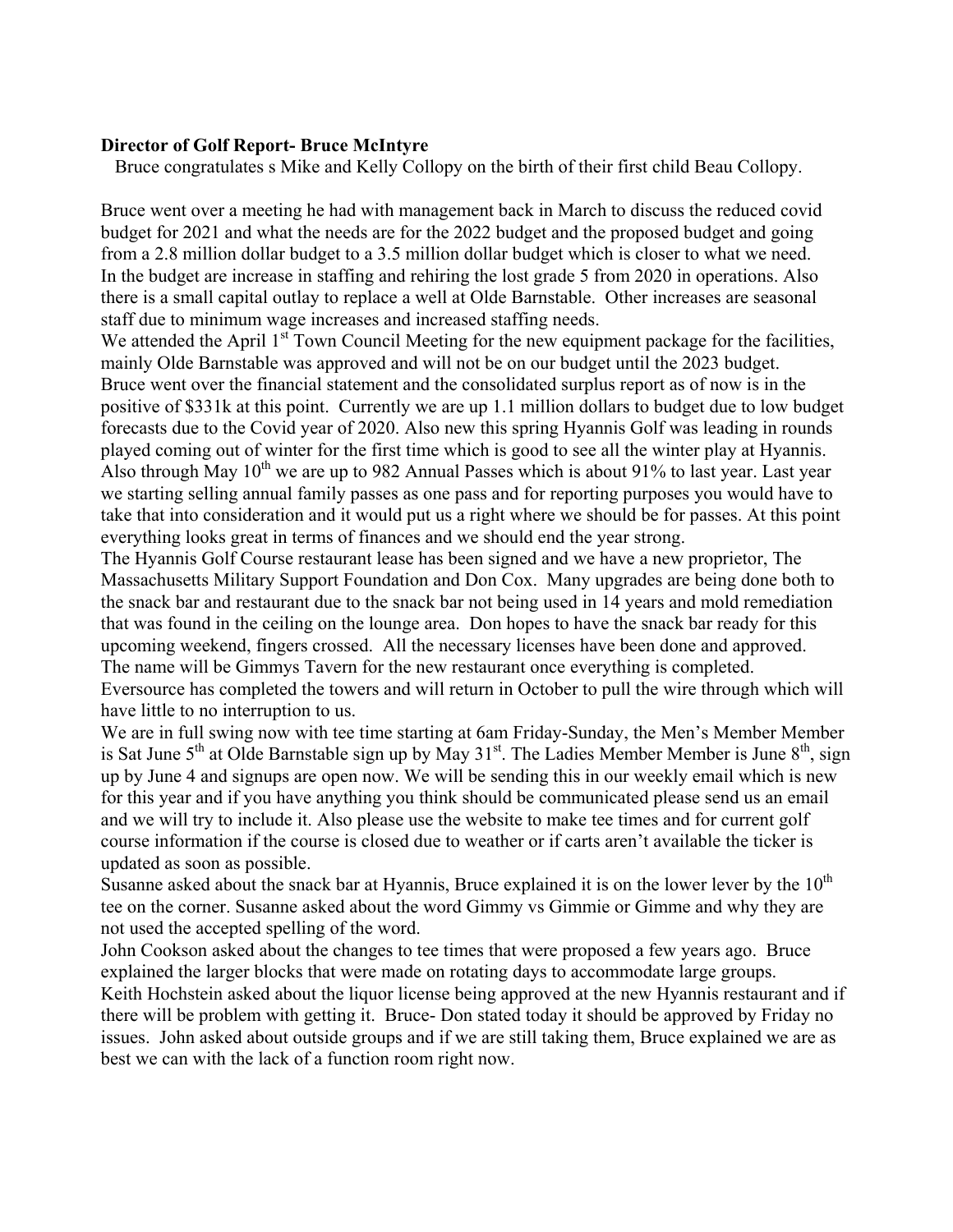**Director of Golf Report- Bruce McIntyre**

Bruce congratulates s Mike and Kelly Collopy on the birth of their first child Beau Collopy.

Bruce went over a meeting he had with management back in March to discuss the reduced covid budget for 2021 and what the needs are for the 2022 budget and the proposed budget and going from a 2.8 million dollar budget to a 3.5 million dollar budget which is closer to what we need. In the budget are increase in staffing and rehiring the lost grade 5 from 2020 in operations. Also there is a small capital outlay to replace a well at Olde Barnstable. Other increases are seasonal staff due to minimum wage increases and increased staffing needs.

We attended the April 1st Town Council Meeting for the new equipment package for the facilities, mainly Olde Barnstable was approved and will not be on our budget until the 2023 budget.

Bruce went over the financial statement and the consolidated surplus report as of now is in the positive of $331k at this point. Currently we are up 1.1 million dollars to budget due to low budget forecasts due to the Covid year of 2020. Also new this spring Hyannis Golf was leading in rounds played coming out of winter for the first time which is good to see all the winter play at Hyannis. Also through May 10th we are up to 982 Annual Passes which is about 91% to last year. Last year we starting selling annual family passes as one pass and for reporting purposes you would have to take that into consideration and it would put us a right where we should be for passes. At this point everything looks great in terms of finances and we should end the year strong.

The Hyannis Golf Course restaurant lease has been signed and we have a new proprietor, The Massachusetts Military Support Foundation and Don Cox. Many upgrades are being done both to the snack bar and restaurant due to the snack bar not being used in 14 years and mold remediation that was found in the ceiling on the lounge area. Don hopes to have the snack bar ready for this upcoming weekend, fingers crossed. All the necessary licenses have been done and approved. The name will be Gimmys Tavern for the new restaurant once everything is completed.

Eversource has completed the towers and will return in October to pull the wire through which will have little to no interruption to us.

We are in full swing now with tee time starting at 6am Friday-Sunday, the Men's Member Member is Sat June 5th at Olde Barnstable sign up by May 31st. The Ladies Member Member is June 8th, sign up by June 4 and signups are open now. We will be sending this in our weekly email which is new for this year and if you have anything you think should be communicated please send us an email and we will try to include it. Also please use the website to make tee times and for current golf course information if the course is closed due to weather or if carts aren't available the ticker is updated as soon as possible.

Susanne asked about the snack bar at Hyannis, Bruce explained it is on the lower lever by the 10th tee on the corner. Susanne asked about the word Gimmy vs Gimmie or Gimme and why they are not used the accepted spelling of the word.

John Cookson asked about the changes to tee times that were proposed a few years ago. Bruce explained the larger blocks that were made on rotating days to accommodate large groups.

Keith Hochstein asked about the liquor license being approved at the new Hyannis restaurant and if there will be problem with getting it. Bruce- Don stated today it should be approved by Friday no issues. John asked about outside groups and if we are still taking them, Bruce explained we are as best we can with the lack of a function room right now.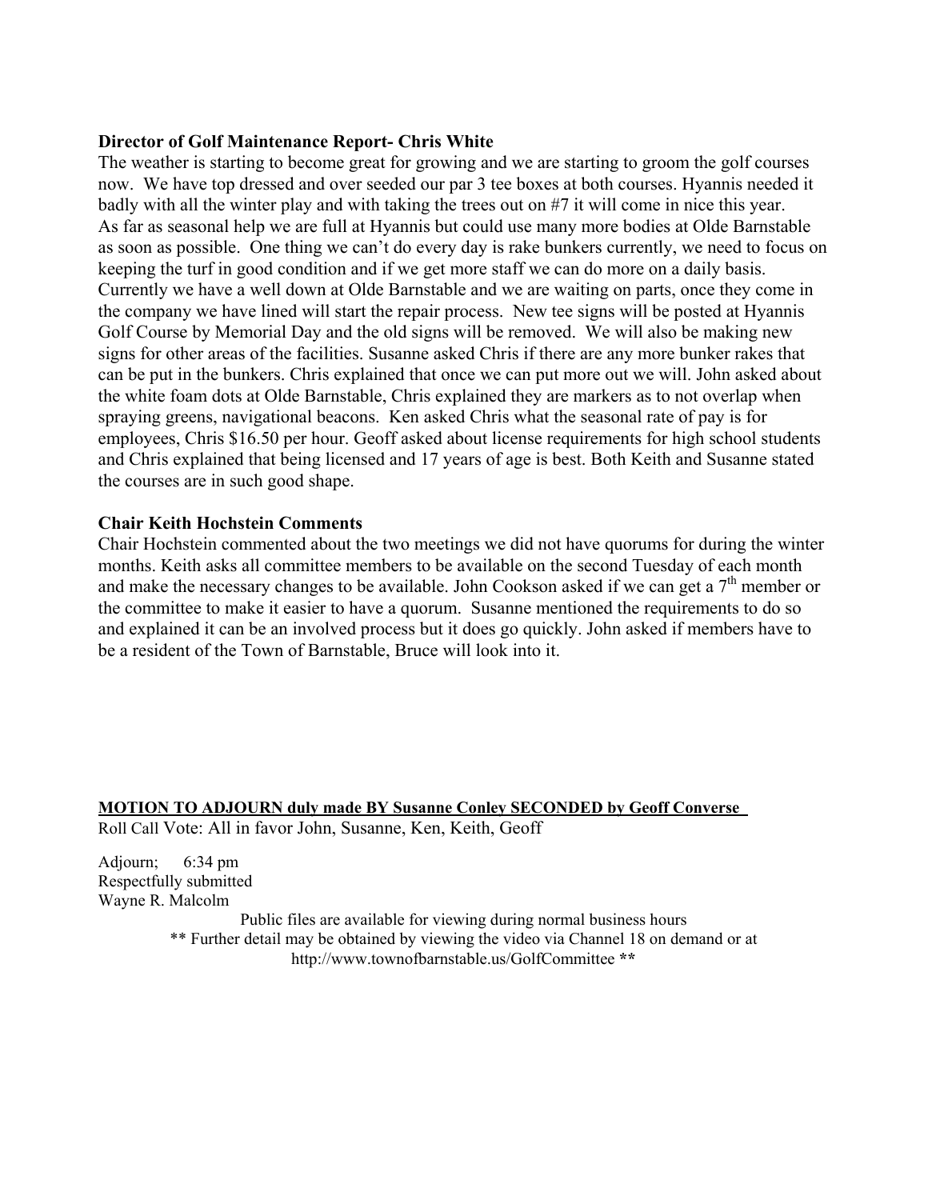**Director of Golf Maintenance Report- Chris White**

The weather is starting to become great for growing and we are starting to groom the golf courses now. We have top dressed and over seeded our par 3 tee boxes at both courses. Hyannis needed it badly with all the winter play and with taking the trees out on #7 it will come in nice this year. As far as seasonal help we are full at Hyannis but could use many more bodies at Olde Barnstable as soon as possible. One thing we can't do every day is rake bunkers currently, we need to focus on keeping the turf in good condition and if we get more staff we can do more on a daily basis. Currently we have a well down at Olde Barnstable and we are waiting on parts, once they come in the company we have lined will start the repair process. New tee signs will be posted at Hyannis Golf Course by Memorial Day and the old signs will be removed. We will also be making new signs for other areas of the facilities. Susanne asked Chris if there are any more bunker rakes that can be put in the bunkers. Chris explained that once we can put more out we will. John asked about the white foam dots at Olde Barnstable, Chris explained they are markers as to not overlap when spraying greens, navigational beacons. Ken asked Chris what the seasonal rate of pay is for employees, Chris $16.50 per hour. Geoff asked about license requirements for high school students and Chris explained that being licensed and 17 years of age is best. Both Keith and Susanne stated the courses are in such good shape.

**Chair Keith Hochstein Comments**

Chair Hochstein commented about the two meetings we did not have quorums for during the winter months. Keith asks all committee members to be available on the second Tuesday of each month and make the necessary changes to be available. John Cookson asked if we can get a 7th member or the committee to make it easier to have a quorum. Susanne mentioned the requirements to do so and explained it can be an involved process but it does go quickly. John asked if members have to be a resident of the Town of Barnstable, Bruce will look into it.

**MOTION TO ADJOURN duly made BY Susanne Conley SECONDED by Geoff Converse**

Roll Call Vote: All in favor John, Susanne, Ken, Keith, Geoff

Adjourn; 6:34 pm
Respectfully submitted
Wayne R. Malcolm

Public files are available for viewing during normal business hours

** Further detail may be obtained by viewing the video via Channel 18 on demand or at http://www.townofbarnstable.us/GolfCommittee **